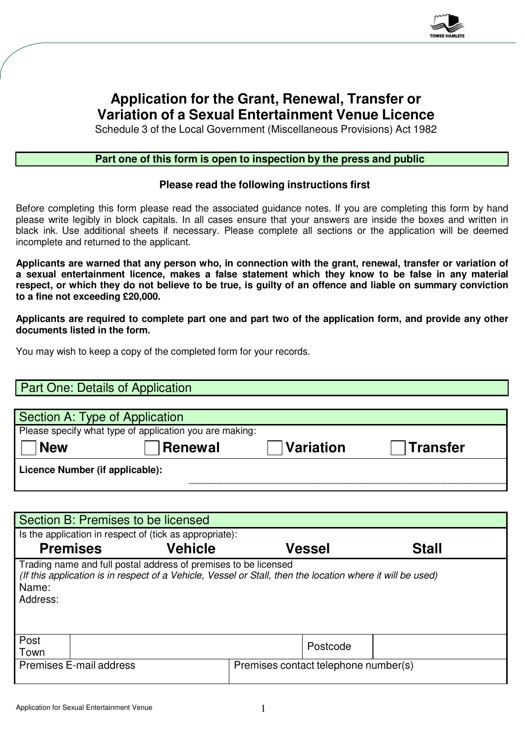# Application for the Grant, Renewal, Transfer or Variation of a Sexual Entertainment Venue Licence

Schedule 3 of the Local Government (Miscellaneous Provisions) Act 1982

**Part one of this form is open to inspection by the press and public**

**Please read the following instructions first**

Before completing this form please read the associated guidance notes. If you are completing this form by hand please write legibly in block capitals. In all cases ensure that your answers are inside the boxes and written in black ink. Use additional sheets if necessary. Please complete all sections or the application will be deemed incomplete and returned to the applicant.

**Applicants are warned that any person who, in connection with the grant, renewal, transfer or variation of a sexual entertainment licence, makes a false statement which they know to be false in any material respect, or which they do not believe to be true, is guilty of an offence and liable on summary conviction to a fine not exceeding £20,000.**

**Applicants are required to complete part one and part two of the application form, and provide any other documents listed in the form.**

You may wish to keep a copy of the completed form for your records.

## Part One: Details of Application

### Section A: Type of Application

Please specify what type of application you are making:

☐ **New** ☐ **Renewal** ☐ **Variation** ☐ **Transfer**

**Licence Number (if applicable):** ..............................................................

### Section B: Premises to be licensed

Is the application in respect of (tick as appropriate):

**Premises** **Vehicle** **Vessel** **Stall**

Trading name and full postal address of premises to be licensed
*(If this application is in respect of a Vehicle, Vessel or Stall, then the location where it will be used)*

Name:

Address:

| Post Town | | Postcode | |
|---|---|---|---|
| Premises E-mail address | | Premises contact telephone number(s) | |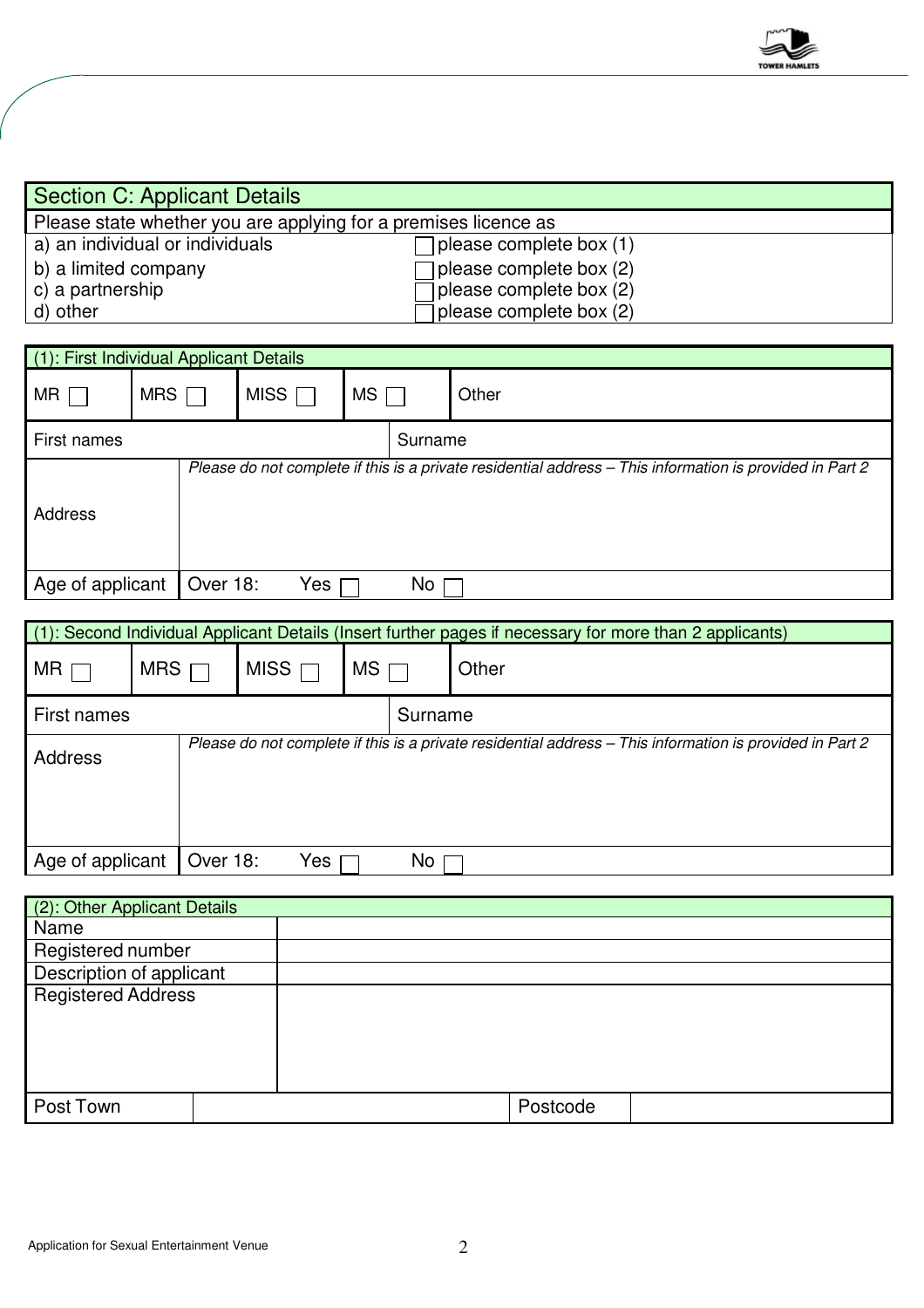## Section C: Applicant Details

Please state whether you are applying for a premises licence as

| | |
|---|---|
| a) an individual or individuals | ☐ please complete box (1) |
| b) a limited company | ☐ please complete box (2) |
| c) a partnership | ☐ please complete box (2) |
| d) other | ☐ please complete box (2) |

### (1): First Individual Applicant Details

| MR ☐ | MRS ☐ | MISS ☐ | MS ☐ | Other |
|---|---|---|---|---|
| First names | | | Surname | |
| Address | *Please do not complete if this is a private residential address – This information is provided in Part 2* | | | |
| Age of applicant | Over 18: Yes ☐ No ☐ | | | |

### (1): Second Individual Applicant Details (Insert further pages if necessary for more than 2 applicants)

| MR ☐ | MRS ☐ | MISS ☐ | MS ☐ | Other |
|---|---|---|---|---|
| First names | | | Surname | |
| Address | *Please do not complete if this is a private residential address – This information is provided in Part 2* | | | |
| Age of applicant | Over 18: Yes ☐ No ☐ | | | |

### (2): Other Applicant Details

| | | | |
|---|---|---|---|
| Name | | | |
| Registered number | | | |
| Description of applicant | | | |
| Registered Address | | | |
| Post Town | | Postcode | |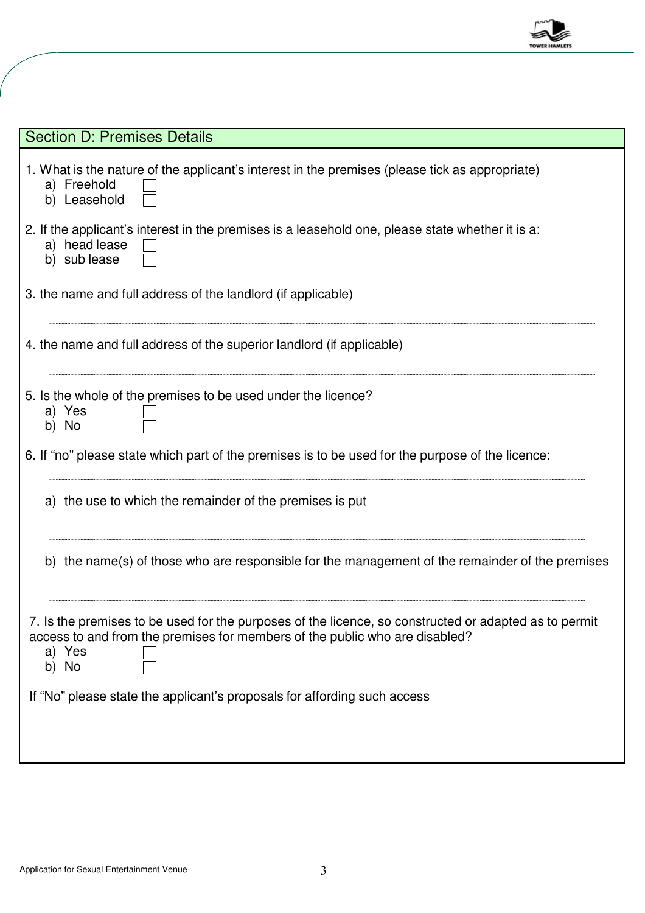## Section D: Premises Details

1. What is the nature of the applicant's interest in the premises (please tick as appropriate)
   a) Freehold ☐
   b) Leasehold ☐

2. If the applicant's interest in the premises is a leasehold one, please state whether it is a:
   a) head lease ☐
   b) sub lease ☐

3. the name and full address of the landlord (if applicable)

   ..........................................................................................................................................

4. the name and full address of the superior landlord (if applicable)

   ..........................................................................................................................................

5. Is the whole of the premises to be used under the licence?
   a) Yes ☐
   b) No ☐

6. If "no" please state which part of the premises is to be used for the purpose of the licence:

   ..........................................................................................................................................

   a) the use to which the remainder of the premises is put

   ..........................................................................................................................................

   b) the name(s) of those who are responsible for the management of the remainder of the premises

   ..........................................................................................................................................

7. Is the premises to be used for the purposes of the licence, so constructed or adapted as to permit access to and from the premises for members of the public who are disabled?
   a) Yes ☐
   b) No ☐

If "No" please state the applicant's proposals for affording such access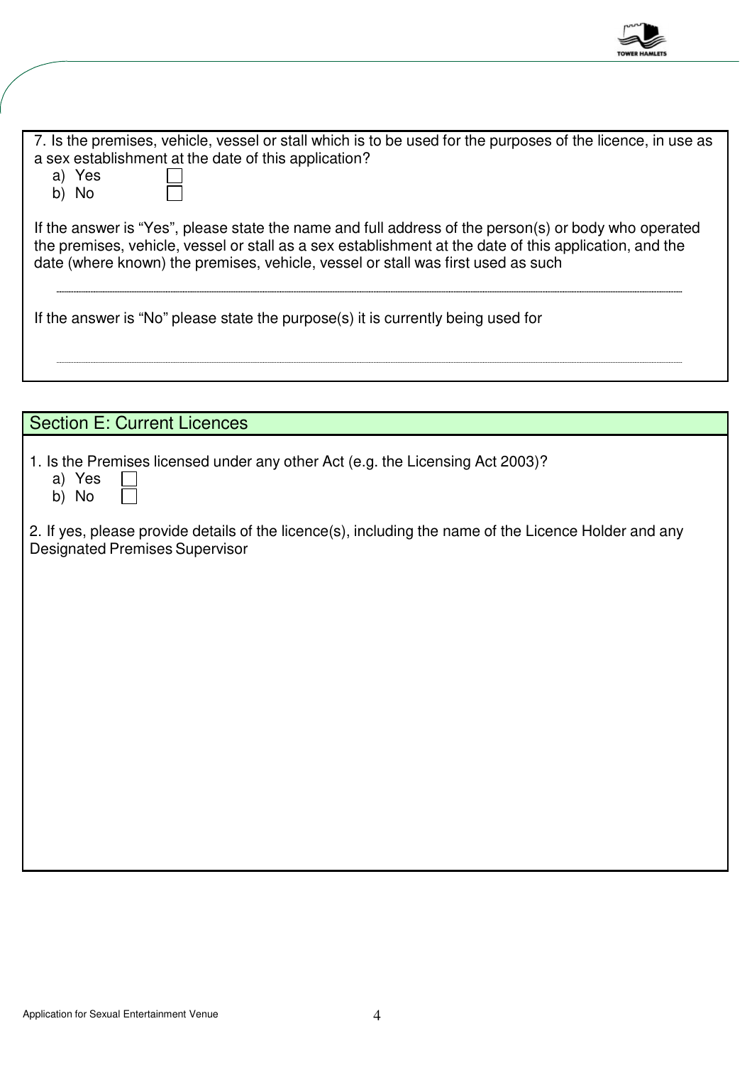7. Is the premises, vehicle, vessel or stall which is to be used for the purposes of the licence, in use as a sex establishment at the date of this application?

a) Yes ☐
b) No ☐

If the answer is "Yes", please state the name and full address of the person(s) or body who operated the premises, vehicle, vessel or stall as a sex establishment at the date of this application, and the date (where known) the premises, vehicle, vessel or stall was first used as such

..............................................................................................................................................

If the answer is "No" please state the purpose(s) it is currently being used for

..............................................................................................................................................

## Section E: Current Licences

1. Is the Premises licensed under any other Act (e.g. the Licensing Act 2003)?

a) Yes ☐
b) No ☐

2. If yes, please provide details of the licence(s), including the name of the Licence Holder and any Designated Premises Supervisor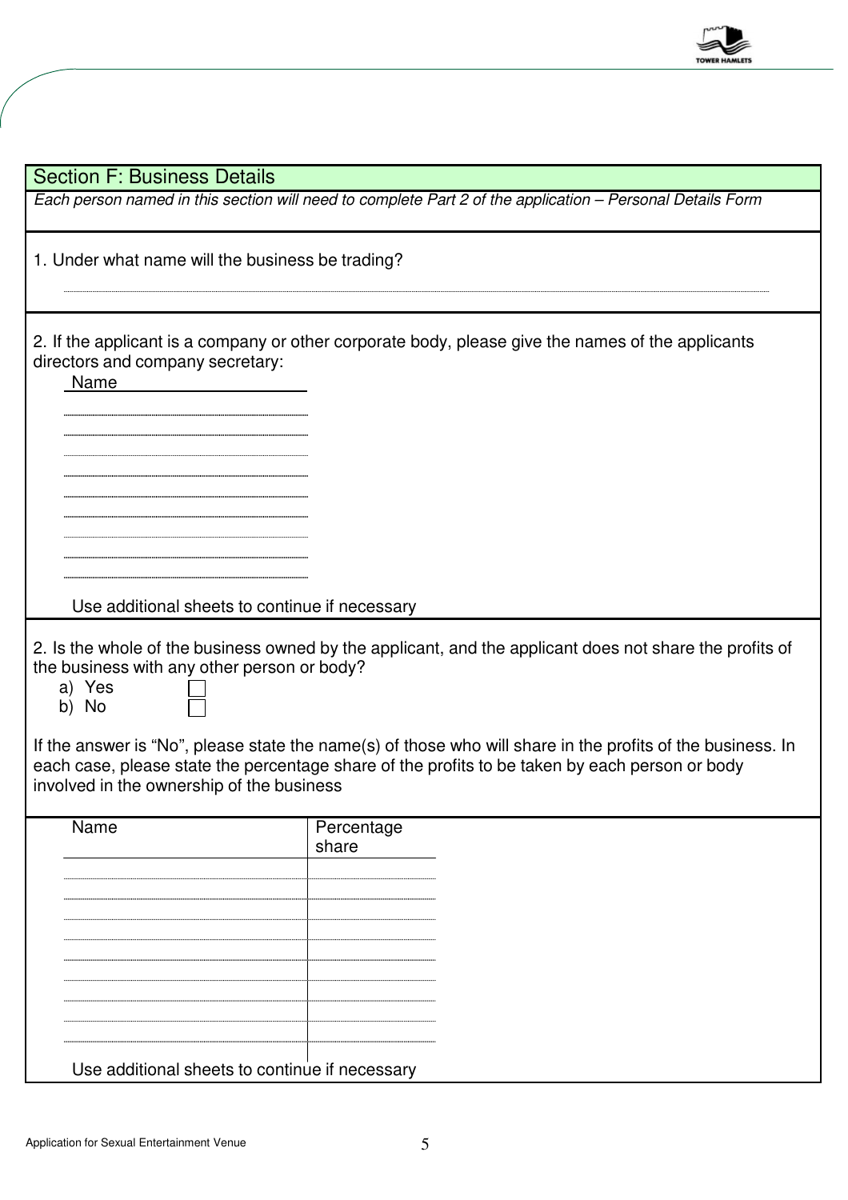## Section F: Business Details

*Each person named in this section will need to complete Part 2 of the application – Personal Details Form*

1. Under what name will the business be trading?

..............................................................................................................................

2. If the applicant is a company or other corporate body, please give the names of the applicants directors and company secretary:

| Name |
|---|
| |
| |
| |
| |
| |
| |
| |
| |
| |

Use additional sheets to continue if necessary

2. Is the whole of the business owned by the applicant, and the applicant does not share the profits of the business with any other person or body?

a) Yes ☐
b) No ☐

If the answer is "No", please state the name(s) of those who will share in the profits of the business. In each case, please state the percentage share of the profits to be taken by each person or body involved in the ownership of the business

| Name | Percentage share |
|---|---|
| | |
| | |
| | |
| | |
| | |
| | |
| | |
| | |
| | |

Use additional sheets to continue if necessary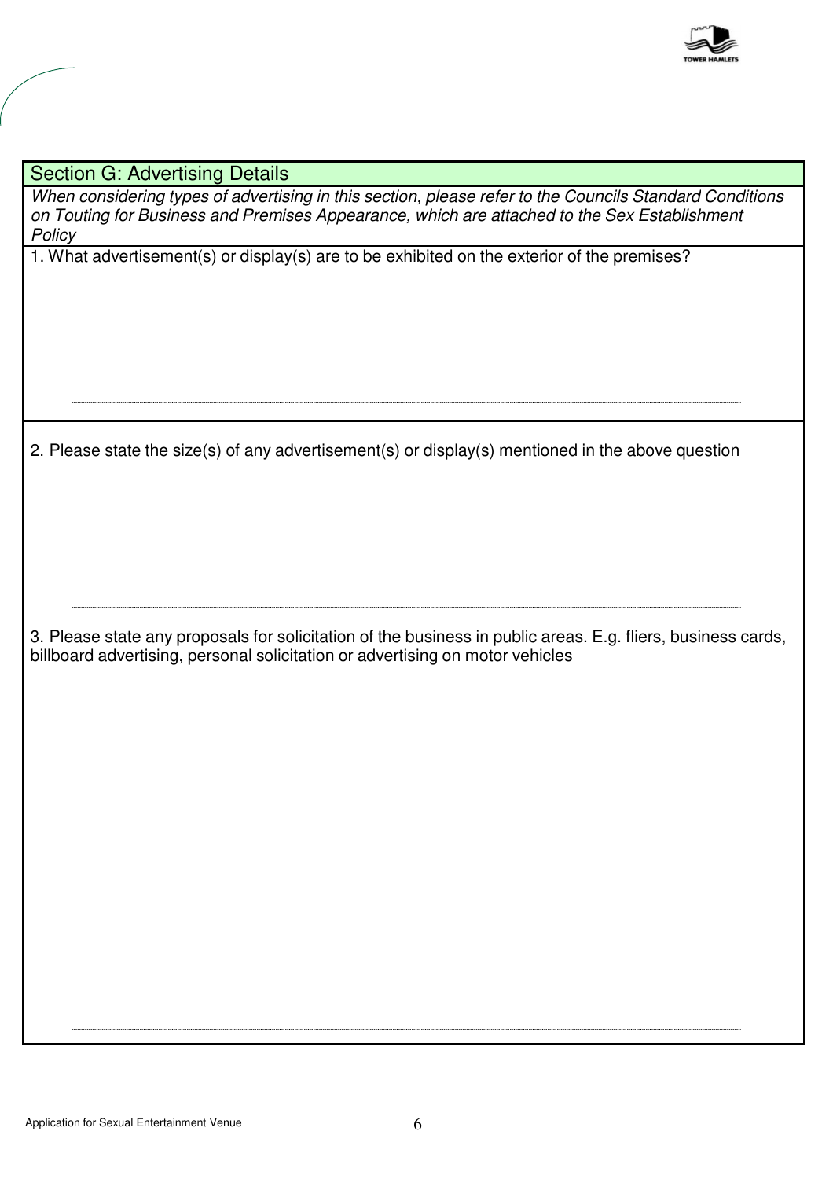## Section G: Advertising Details

*When considering types of advertising in this section, please refer to the Councils Standard Conditions on Touting for Business and Premises Appearance, which are attached to the Sex Establishment Policy*

1. What advertisement(s) or display(s) are to be exhibited on the exterior of the premises?

2. Please state the size(s) of any advertisement(s) or display(s) mentioned in the above question

3. Please state any proposals for solicitation of the business in public areas. E.g. fliers, business cards, billboard advertising, personal solicitation or advertising on motor vehicles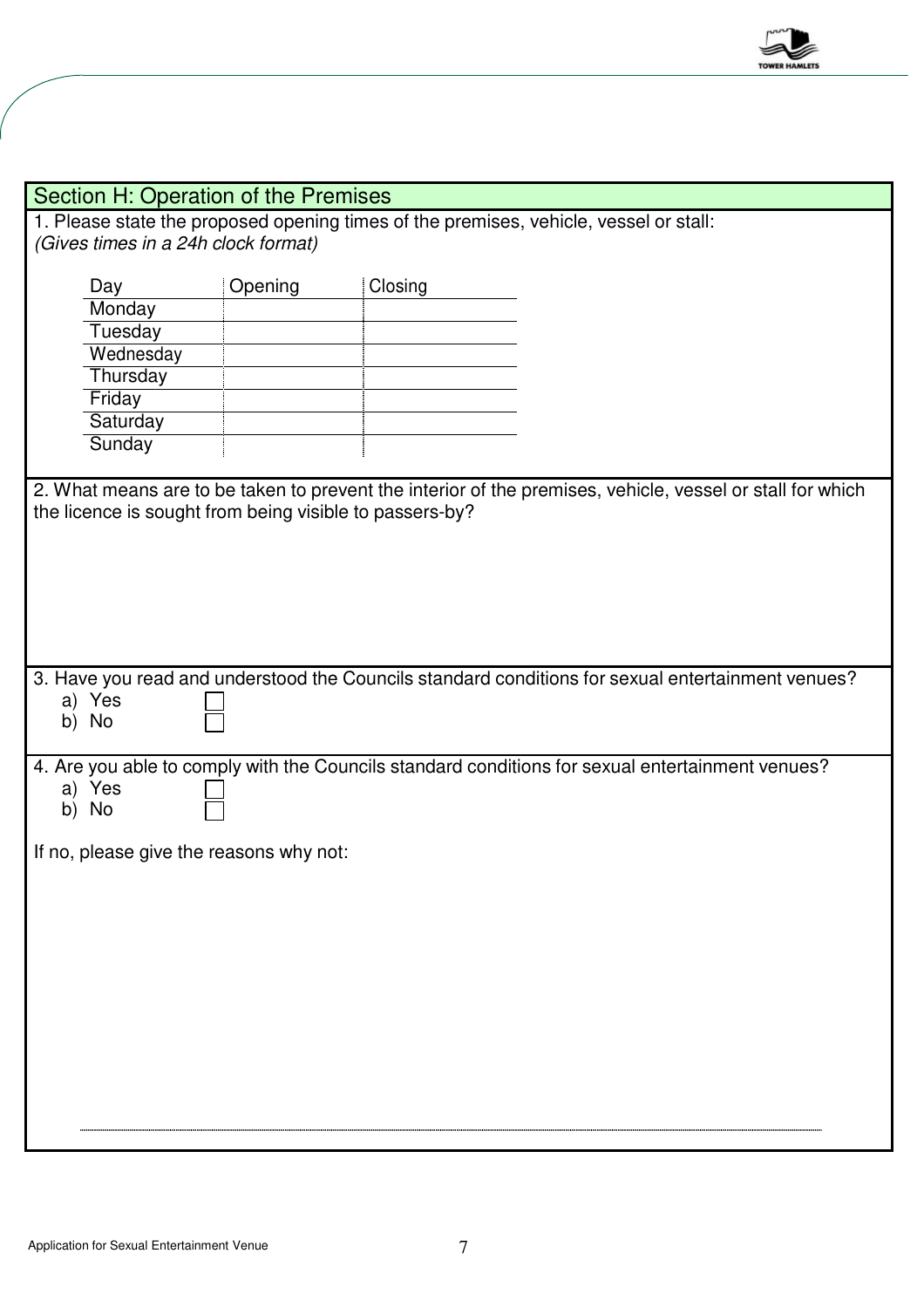## Section H: Operation of the Premises

1. Please state the proposed opening times of the premises, vehicle, vessel or stall:
*(Gives times in a 24h clock format)*

| Day | Opening | Closing |
|---|---|---|
| Monday | | |
| Tuesday | | |
| Wednesday | | |
| Thursday | | |
| Friday | | |
| Saturday | | |
| Sunday | | |

2. What means are to be taken to prevent the interior of the premises, vehicle, vessel or stall for which the licence is sought from being visible to passers-by?

3. Have you read and understood the Councils standard conditions for sexual entertainment venues?

a) Yes ☐
b) No ☐

4. Are you able to comply with the Councils standard conditions for sexual entertainment venues?

a) Yes ☐
b) No ☐

If no, please give the reasons why not: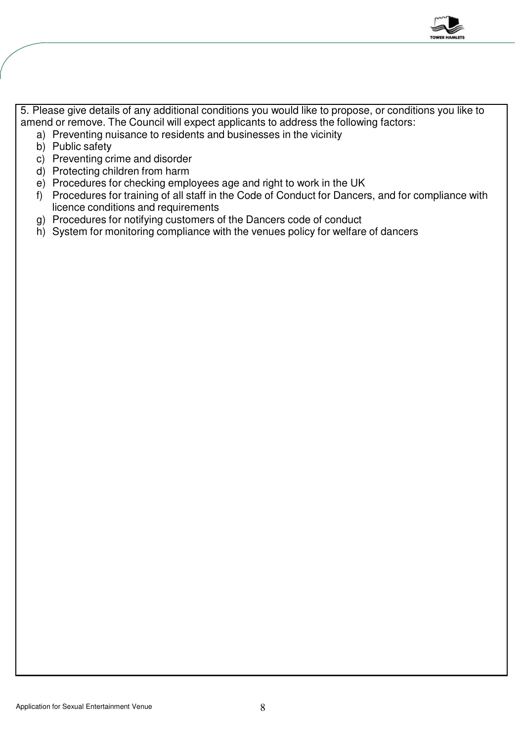5. Please give details of any additional conditions you would like to propose, or conditions you like to amend or remove. The Council will expect applicants to address the following factors:

a) Preventing nuisance to residents and businesses in the vicinity
b) Public safety
c) Preventing crime and disorder
d) Protecting children from harm
e) Procedures for checking employees age and right to work in the UK
f) Procedures for training of all staff in the Code of Conduct for Dancers, and for compliance with licence conditions and requirements
g) Procedures for notifying customers of the Dancers code of conduct
h) System for monitoring compliance with the venues policy for welfare of dancers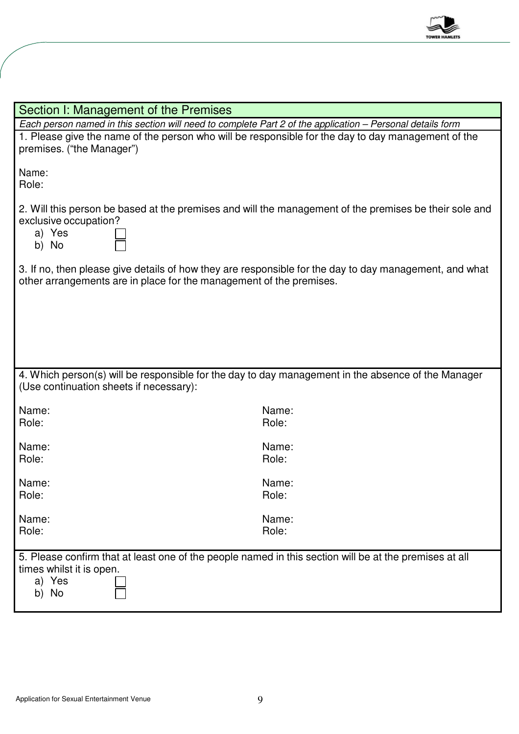## Section I: Management of the Premises

*Each person named in this section will need to complete Part 2 of the application – Personal details form*

1. Please give the name of the person who will be responsible for the day to day management of the premises. ("the Manager")

Name:
Role:

2. Will this person be based at the premises and will the management of the premises be their sole and exclusive occupation?

a) Yes ☐
b) No ☐

3. If no, then please give details of how they are responsible for the day to day management, and what other arrangements are in place for the management of the premises.

4. Which person(s) will be responsible for the day to day management in the absence of the Manager (Use continuation sheets if necessary):

| | |
|---|---|
| Name:<br>Role: | Name:<br>Role: |
| Name:<br>Role: | Name:<br>Role: |
| Name:<br>Role: | Name:<br>Role: |
| Name:<br>Role: | Name:<br>Role: |

5. Please confirm that at least one of the people named in this section will be at the premises at all times whilst it is open.

a) Yes ☐
b) No ☐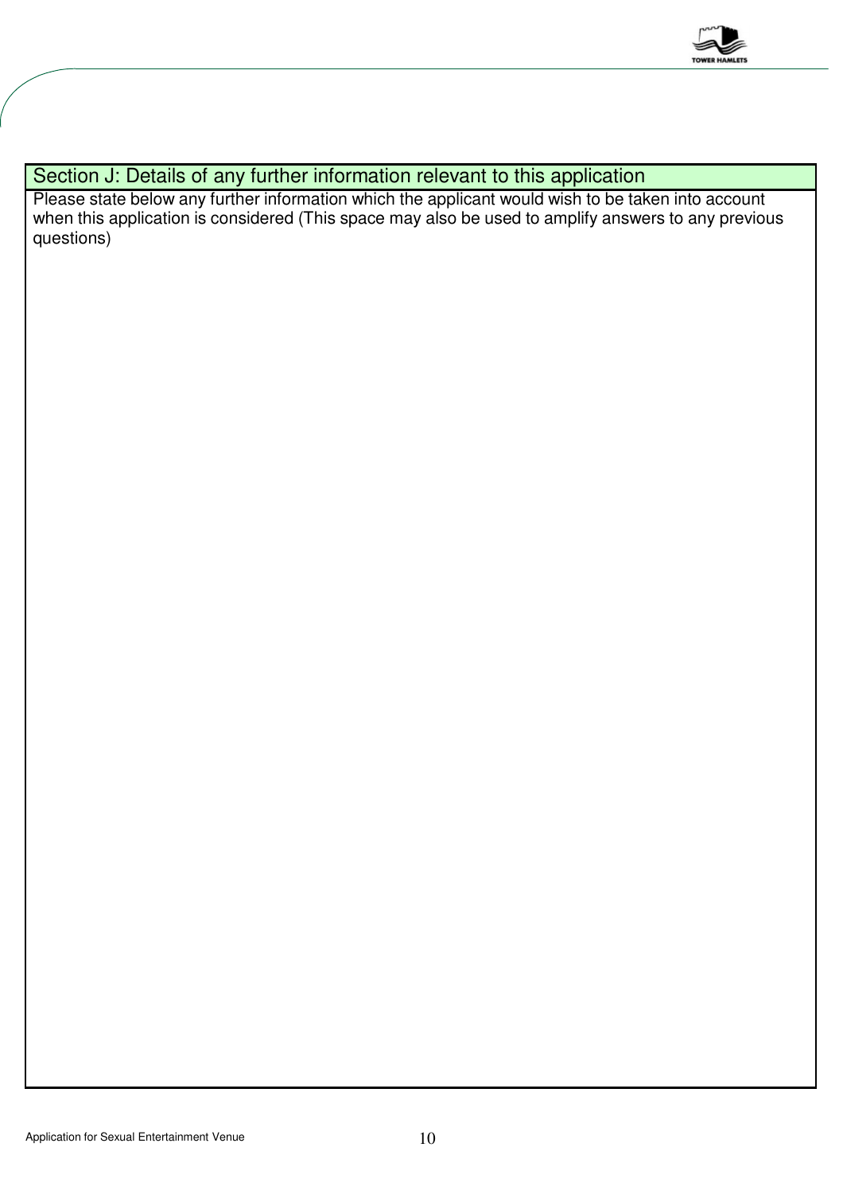## Section J: Details of any further information relevant to this application

Please state below any further information which the applicant would wish to be taken into account when this application is considered (This space may also be used to amplify answers to any previous questions)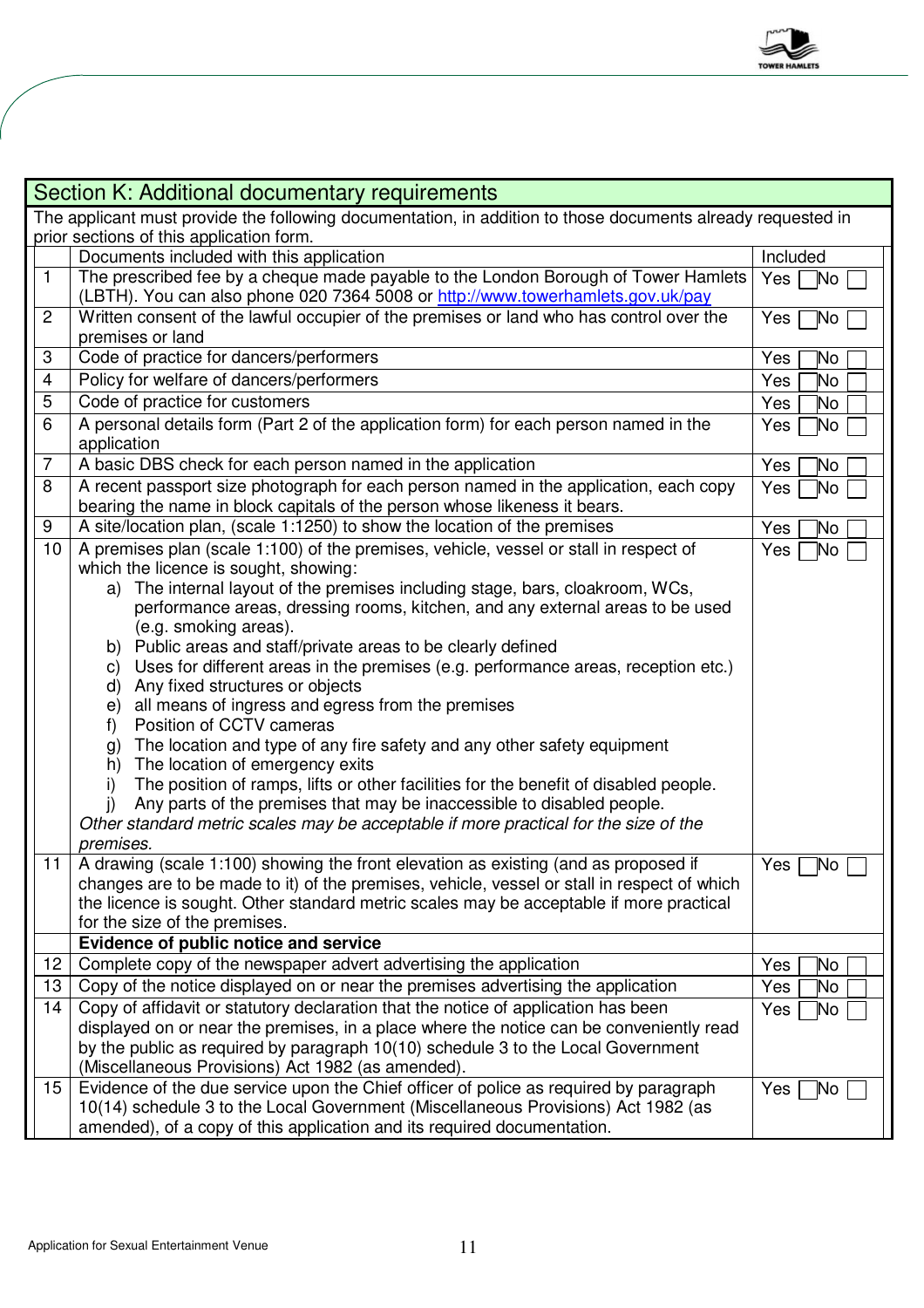## Section K: Additional documentary requirements

The applicant must provide the following documentation, in addition to those documents already requested in prior sections of this application form.

| | Documents included with this application | Included |
|---|---|---|
| 1 | The prescribed fee by a cheque made payable to the London Borough of Tower Hamlets (LBTH). You can also phone 020 7364 5008 or http://www.towerhamlets.gov.uk/pay | Yes ☐ No ☐ |
| 2 | Written consent of the lawful occupier of the premises or land who has control over the premises or land | Yes ☐ No ☐ |
| 3 | Code of practice for dancers/performers | Yes ☐ No ☐ |
| 4 | Policy for welfare of dancers/performers | Yes ☐ No ☐ |
| 5 | Code of practice for customers | Yes ☐ No ☐ |
| 6 | A personal details form (Part 2 of the application form) for each person named in the application | Yes ☐ No ☐ |
| 7 | A basic DBS check for each person named in the application | Yes ☐ No ☐ |
| 8 | A recent passport size photograph for each person named in the application, each copy bearing the name in block capitals of the person whose likeness it bears. | Yes ☐ No ☐ |
| 9 | A site/location plan, (scale 1:1250) to show the location of the premises | Yes ☐ No ☐ |
| 10 | A premises plan (scale 1:100) of the premises, vehicle, vessel or stall in respect of which the licence is sought, showing:<br>a) The internal layout of the premises including stage, bars, cloakroom, WCs, performance areas, dressing rooms, kitchen, and any external areas to be used (e.g. smoking areas).<br>b) Public areas and staff/private areas to be clearly defined<br>c) Uses for different areas in the premises (e.g. performance areas, reception etc.)<br>d) Any fixed structures or objects<br>e) all means of ingress and egress from the premises<br>f) Position of CCTV cameras<br>g) The location and type of any fire safety and any other safety equipment<br>h) The location of emergency exits<br>i) The position of ramps, lifts or other facilities for the benefit of disabled people.<br>j) Any parts of the premises that may be inaccessible to disabled people.<br>*Other standard metric scales may be acceptable if more practical for the size of the premises.* | Yes ☐ No ☐ |
| 11 | A drawing (scale 1:100) showing the front elevation as existing (and as proposed if changes are to be made to it) of the premises, vehicle, vessel or stall in respect of which the licence is sought. Other standard metric scales may be acceptable if more practical for the size of the premises. | Yes ☐ No ☐ |
| | **Evidence of public notice and service** | |
| 12 | Complete copy of the newspaper advert advertising the application | Yes ☐ No ☐ |
| 13 | Copy of the notice displayed on or near the premises advertising the application | Yes ☐ No ☐ |
| 14 | Copy of affidavit or statutory declaration that the notice of application has been displayed on or near the premises, in a place where the notice can be conveniently read by the public as required by paragraph 10(10) schedule 3 to the Local Government (Miscellaneous Provisions) Act 1982 (as amended). | Yes ☐ No ☐ |
| 15 | Evidence of the due service upon the Chief officer of police as required by paragraph 10(14) schedule 3 to the Local Government (Miscellaneous Provisions) Act 1982 (as amended), of a copy of this application and its required documentation. | Yes ☐ No ☐ |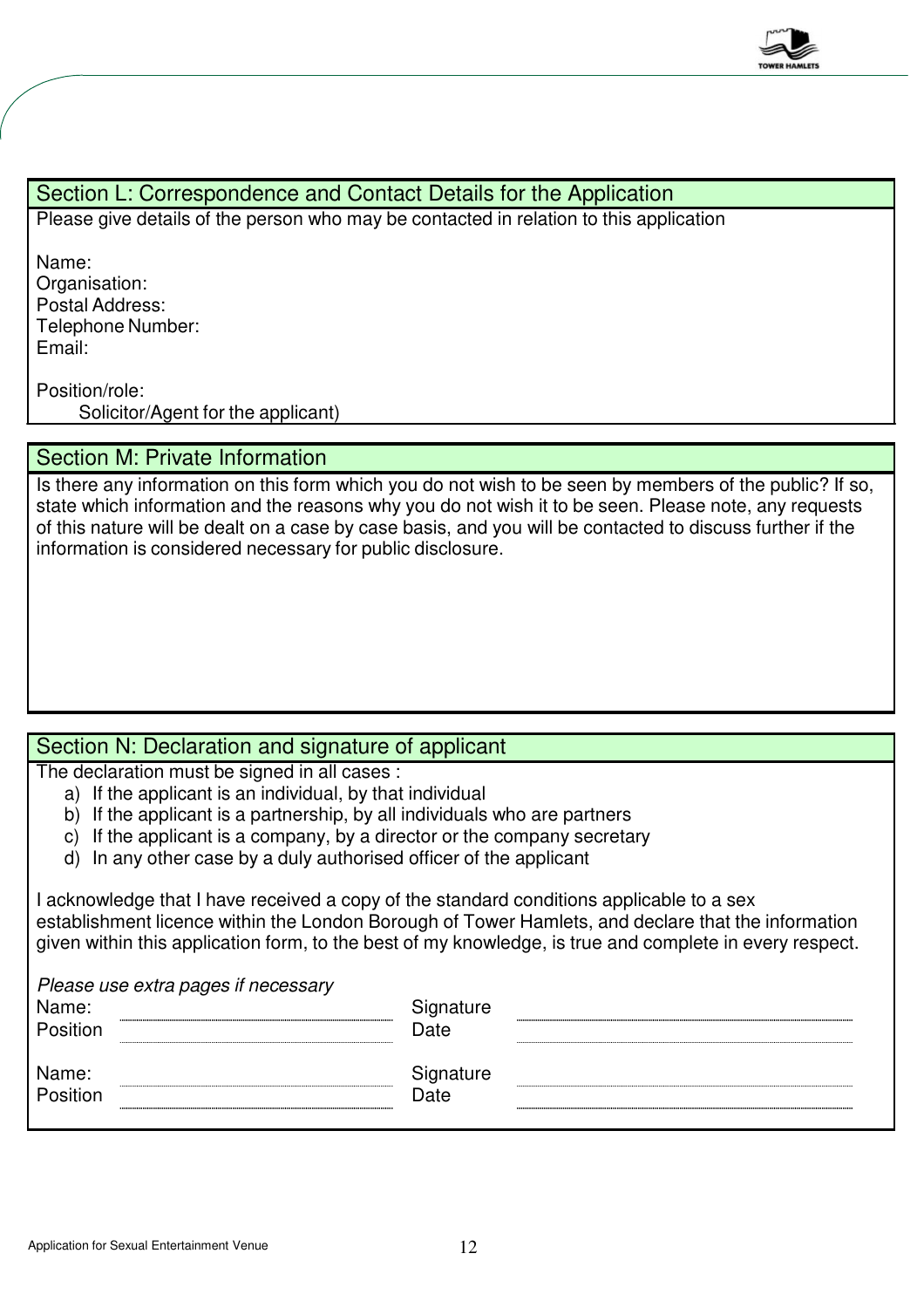## Section L: Correspondence and Contact Details for the Application

Please give details of the person who may be contacted in relation to this application

Name:
Organisation:
Postal Address:
Telephone Number:
Email:

Position/role:
Solicitor/Agent for the applicant)

## Section M: Private Information

Is there any information on this form which you do not wish to be seen by members of the public? If so, state which information and the reasons why you do not wish it to be seen. Please note, any requests of this nature will be dealt on a case by case basis, and you will be contacted to discuss further if the information is considered necessary for public disclosure.

## Section N: Declaration and signature of applicant

The declaration must be signed in all cases :

a) If the applicant is an individual, by that individual
b) If the applicant is a partnership, by all individuals who are partners
c) If the applicant is a company, by a director or the company secretary
d) In any other case by a duly authorised officer of the applicant

I acknowledge that I have received a copy of the standard conditions applicable to a sex establishment licence within the London Borough of Tower Hamlets, and declare that the information given within this application form, to the best of my knowledge, is true and complete in every respect.

*Please use extra pages if necessary*

| | | | |
|---|---|---|---|
| Name: | ........................ | Signature | ........................ |
| Position | ........................ | Date | ........................ |
| Name: | ........................ | Signature | ........................ |
| Position | ........................ | Date | ........................ |

Application for Sexual Entertainment Venue